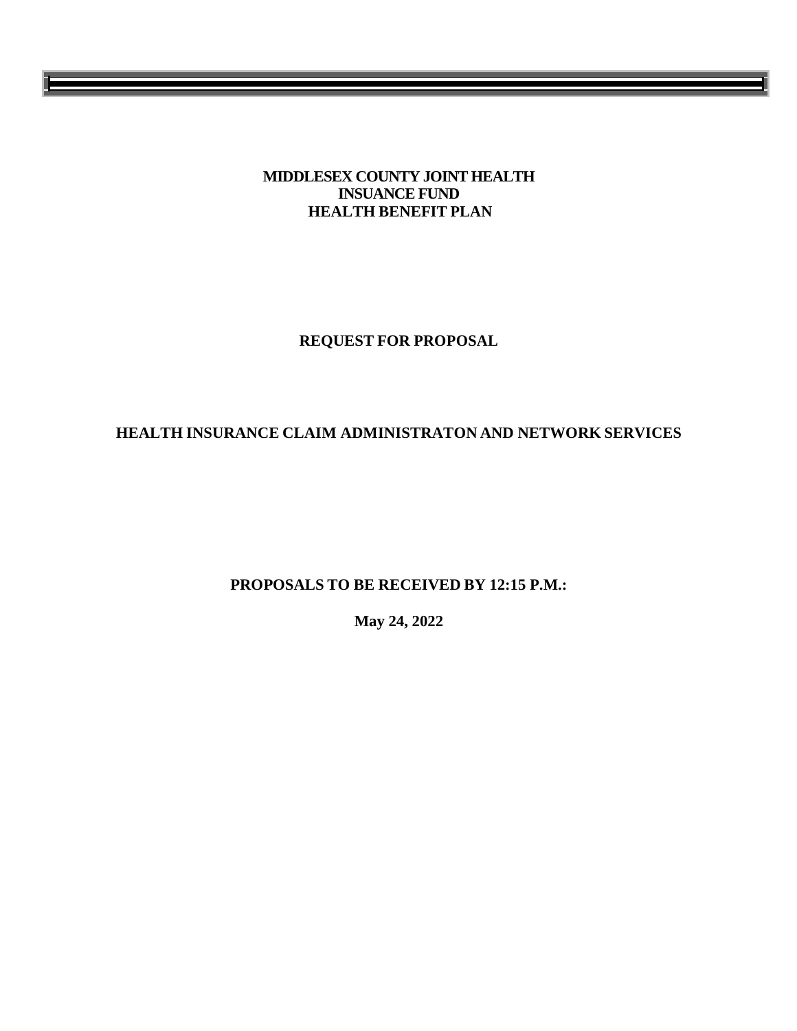# MIDDLESEX COUNTY JOINT HEALTH INSUANCE FUND HEALTH BENEFIT PLAN

## REQUEST FOR PROPOSAL

## HEALTH INSURANCE CLAIM ADMINISTRATON AND NETWORK SERVICES

**PROPOSALS TO BE RECEIVED BY 12:15 P.M.:**

**May 24, 2022**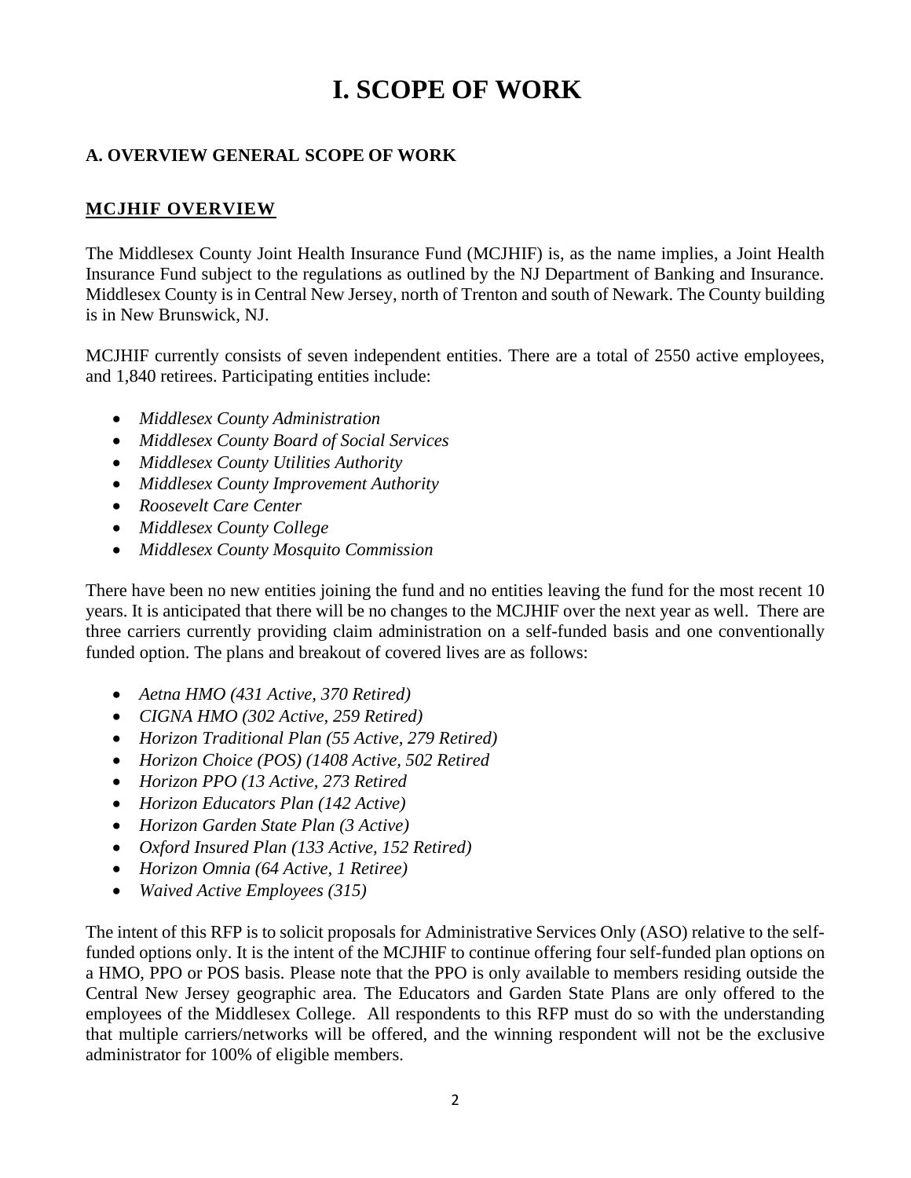# I. SCOPE OF WORK

### A. OVERVIEW GENERAL SCOPE OF WORK

### MCJHIF OVERVIEW

The Middlesex County Joint Health Insurance Fund (MCJHIF) is, as the name implies, a Joint Health Insurance Fund subject to the regulations as outlined by the NJ Department of Banking and Insurance. Middlesex County is in Central New Jersey, north of Trenton and south of Newark. The County building is in New Brunswick, NJ.

MCJHIF currently consists of seven independent entities. There are a total of 2550 active employees, and 1,840 retirees. Participating entities include:

- *Middlesex County Administration*
- *Middlesex County Board of Social Services*
- *Middlesex County Utilities Authority*
- *Middlesex County Improvement Authority*
- *Roosevelt Care Center*
- *Middlesex County College*
- *Middlesex County Mosquito Commission*

There have been no new entities joining the fund and no entities leaving the fund for the most recent 10 years. It is anticipated that there will be no changes to the MCJHIF over the next year as well. There are three carriers currently providing claim administration on a self-funded basis and one conventionally funded option. The plans and breakout of covered lives are as follows:

- *Aetna HMO (431 Active, 370 Retired)*
- *CIGNA HMO (302 Active, 259 Retired)*
- *Horizon Traditional Plan (55 Active, 279 Retired)*
- *Horizon Choice (POS) (1408 Active, 502 Retired*
- *Horizon PPO (13 Active, 273 Retired*
- *Horizon Educators Plan (142 Active)*
- *Horizon Garden State Plan (3 Active)*
- *Oxford Insured Plan (133 Active, 152 Retired)*
- *Horizon Omnia (64 Active, 1 Retiree)*
- *Waived Active Employees (315)*

The intent of this RFP is to solicit proposals for Administrative Services Only (ASO) relative to the self-funded options only. It is the intent of the MCJHIF to continue offering four self-funded plan options on a HMO, PPO or POS basis. Please note that the PPO is only available to members residing outside the Central New Jersey geographic area. The Educators and Garden State Plans are only offered to the employees of the Middlesex College. All respondents to this RFP must do so with the understanding that multiple carriers/networks will be offered, and the winning respondent will not be the exclusive administrator for 100% of eligible members.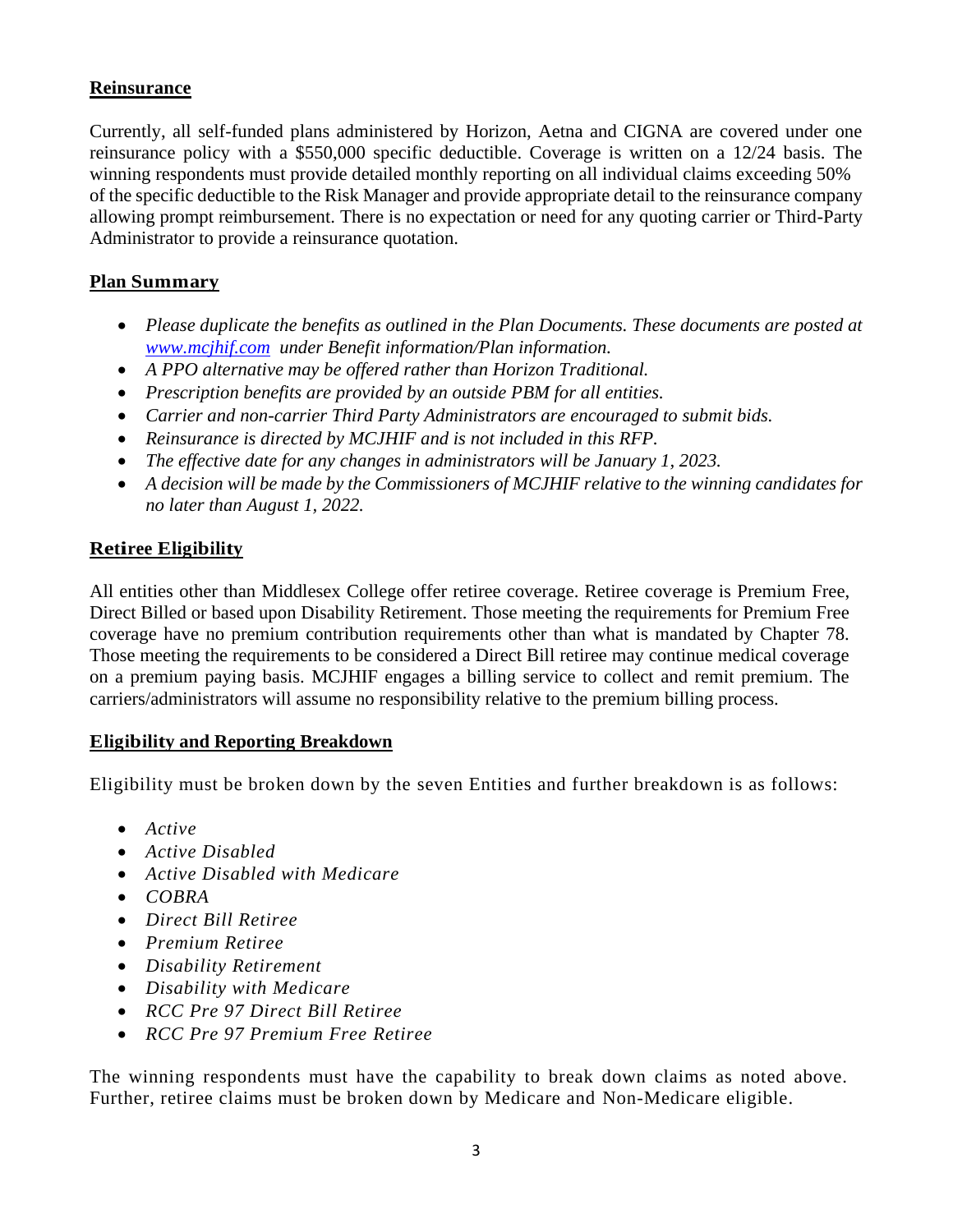## Reinsurance

Currently, all self-funded plans administered by Horizon, Aetna and CIGNA are covered under one reinsurance policy with a $550,000 specific deductible. Coverage is written on a 12/24 basis. The winning respondents must provide detailed monthly reporting on all individual claims exceeding 50% of the specific deductible to the Risk Manager and provide appropriate detail to the reinsurance company allowing prompt reimbursement. There is no expectation or need for any quoting carrier or Third-Party Administrator to provide a reinsurance quotation.

## Plan Summary

- *Please duplicate the benefits as outlined in the Plan Documents. These documents are posted at [www.mcjhif.com](http://www.mcjhif.com) under Benefit information/Plan information.*
- *A PPO alternative may be offered rather than Horizon Traditional.*
- *Prescription benefits are provided by an outside PBM for all entities.*
- *Carrier and non-carrier Third Party Administrators are encouraged to submit bids.*
- *Reinsurance is directed by MCJHIF and is not included in this RFP.*
- *The effective date for any changes in administrators will be January 1, 2023.*
- *A decision will be made by the Commissioners of MCJHIF relative to the winning candidates for no later than August 1, 2022.*

## Retiree Eligibility

All entities other than Middlesex College offer retiree coverage. Retiree coverage is Premium Free, Direct Billed or based upon Disability Retirement. Those meeting the requirements for Premium Free coverage have no premium contribution requirements other than what is mandated by Chapter 78. Those meeting the requirements to be considered a Direct Bill retiree may continue medical coverage on a premium paying basis. MCJHIF engages a billing service to collect and remit premium. The carriers/administrators will assume no responsibility relative to the premium billing process.

## Eligibility and Reporting Breakdown

Eligibility must be broken down by the seven Entities and further breakdown is as follows:

- *Active*
- *Active Disabled*
- *Active Disabled with Medicare*
- *COBRA*
- *Direct Bill Retiree*
- *Premium Retiree*
- *Disability Retirement*
- *Disability with Medicare*
- *RCC Pre 97 Direct Bill Retiree*
- *RCC Pre 97 Premium Free Retiree*

The winning respondents must have the capability to break down claims as noted above. Further, retiree claims must be broken down by Medicare and Non-Medicare eligible.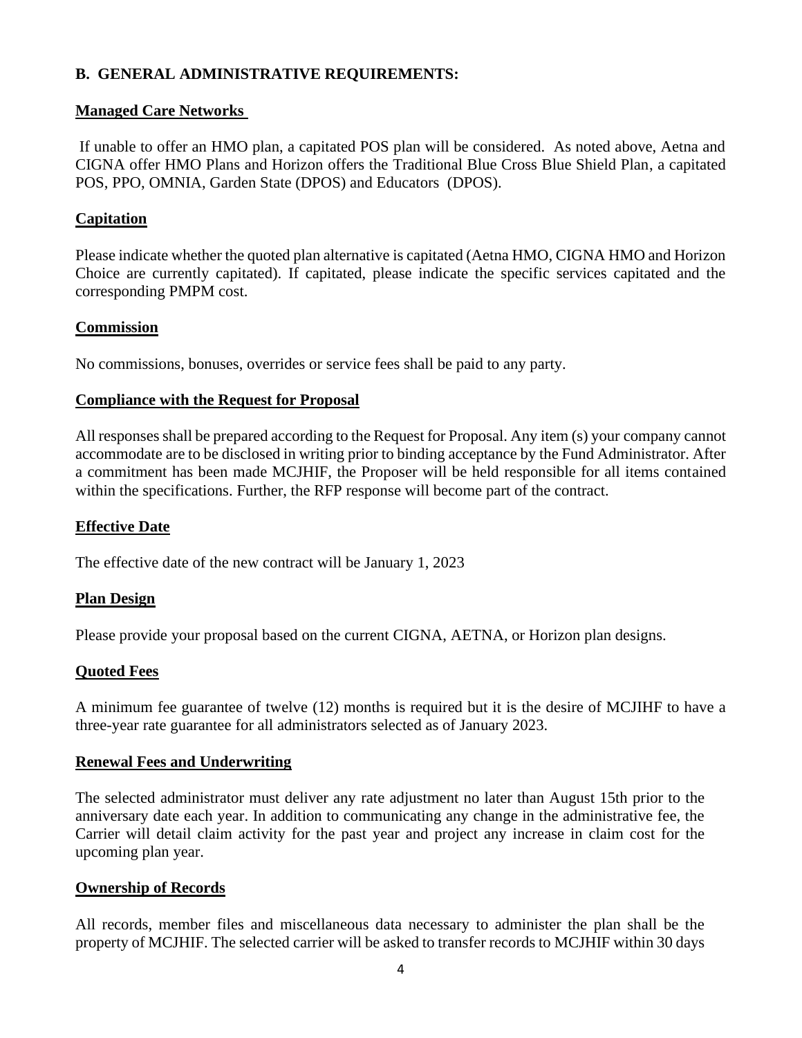## B. GENERAL ADMINISTRATIVE REQUIREMENTS:

### Managed Care Networks

If unable to offer an HMO plan, a capitated POS plan will be considered. As noted above, Aetna and CIGNA offer HMO Plans and Horizon offers the Traditional Blue Cross Blue Shield Plan, a capitated POS, PPO, OMNIA, Garden State (DPOS) and Educators (DPOS).

### Capitation

Please indicate whether the quoted plan alternative is capitated (Aetna HMO, CIGNA HMO and Horizon Choice are currently capitated). If capitated, please indicate the specific services capitated and the corresponding PMPM cost.

### Commission

No commissions, bonuses, overrides or service fees shall be paid to any party.

### Compliance with the Request for Proposal

All responses shall be prepared according to the Request for Proposal. Any item (s) your company cannot accommodate are to be disclosed in writing prior to binding acceptance by the Fund Administrator. After a commitment has been made MCJHIF, the Proposer will be held responsible for all items contained within the specifications. Further, the RFP response will become part of the contract.

### Effective Date

The effective date of the new contract will be January 1, 2023

### Plan Design

Please provide your proposal based on the current CIGNA, AETNA, or Horizon plan designs.

### Quoted Fees

A minimum fee guarantee of twelve (12) months is required but it is the desire of MCJIHF to have a three-year rate guarantee for all administrators selected as of January 2023.

### Renewal Fees and Underwriting

The selected administrator must deliver any rate adjustment no later than August 15th prior to the anniversary date each year. In addition to communicating any change in the administrative fee, the Carrier will detail claim activity for the past year and project any increase in claim cost for the upcoming plan year.

### Ownership of Records

All records, member files and miscellaneous data necessary to administer the plan shall be the property of MCJHIF. The selected carrier will be asked to transfer records to MCJHIF within 30 days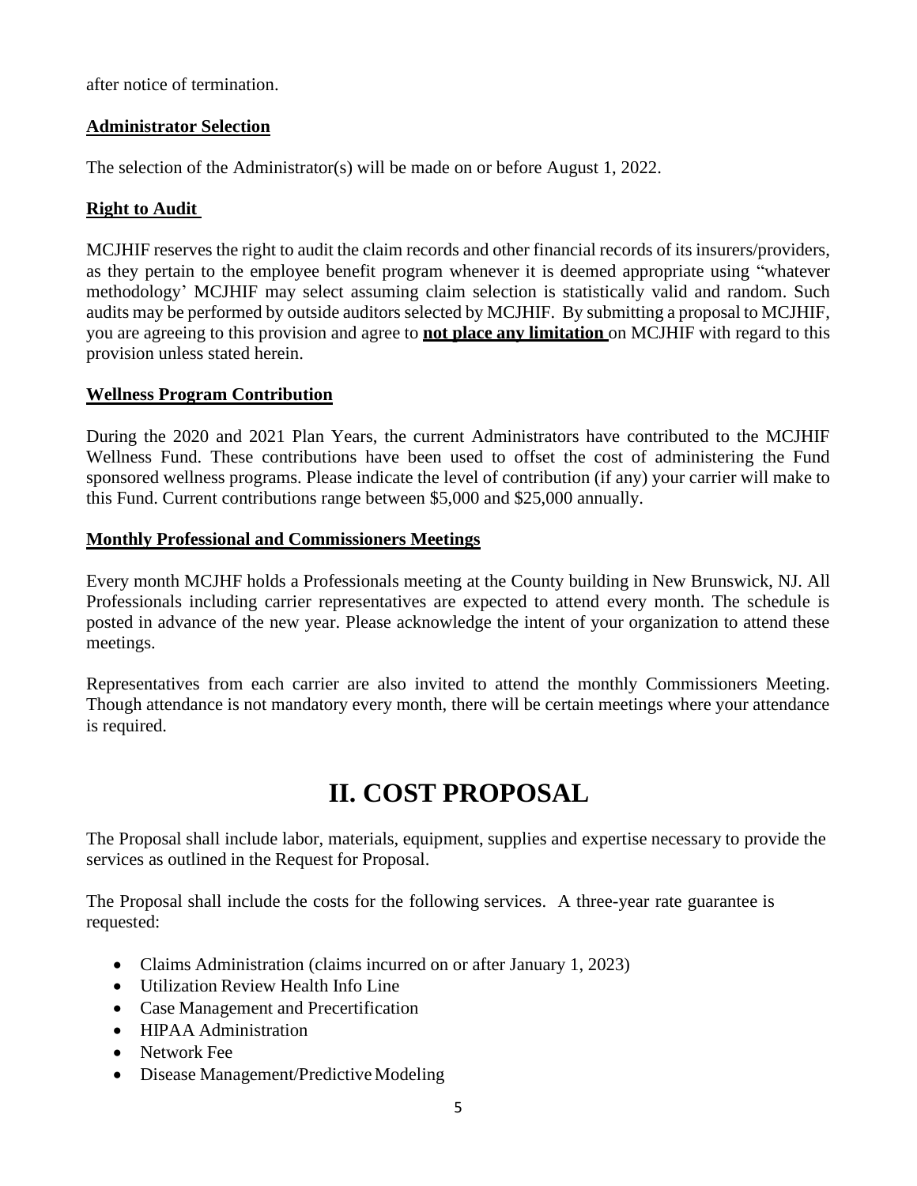after notice of termination.

**Administrator Selection**

The selection of the Administrator(s) will be made on or before August 1, 2022.

**Right to Audit**

MCJHIF reserves the right to audit the claim records and other financial records of its insurers/providers, as they pertain to the employee benefit program whenever it is deemed appropriate using "whatever methodology' MCJHIF may select assuming claim selection is statistically valid and random. Such audits may be performed by outside auditors selected by MCJHIF. By submitting a proposal to MCJHIF, you are agreeing to this provision and agree to **not place any limitation** on MCJHIF with regard to this provision unless stated herein.

**Wellness Program Contribution**

During the 2020 and 2021 Plan Years, the current Administrators have contributed to the MCJHIF Wellness Fund. These contributions have been used to offset the cost of administering the Fund sponsored wellness programs. Please indicate the level of contribution (if any) your carrier will make to this Fund. Current contributions range between $5,000 and $25,000 annually.

**Monthly Professional and Commissioners Meetings**

Every month MCJHF holds a Professionals meeting at the County building in New Brunswick, NJ. All Professionals including carrier representatives are expected to attend every month. The schedule is posted in advance of the new year. Please acknowledge the intent of your organization to attend these meetings.

Representatives from each carrier are also invited to attend the monthly Commissioners Meeting. Though attendance is not mandatory every month, there will be certain meetings where your attendance is required.

# II. COST PROPOSAL

The Proposal shall include labor, materials, equipment, supplies and expertise necessary to provide the services as outlined in the Request for Proposal.

The Proposal shall include the costs for the following services. A three-year rate guarantee is requested:

- Claims Administration (claims incurred on or after January 1, 2023)
- Utilization Review Health Info Line
- Case Management and Precertification
- HIPAA Administration
- Network Fee
- Disease Management/Predictive Modeling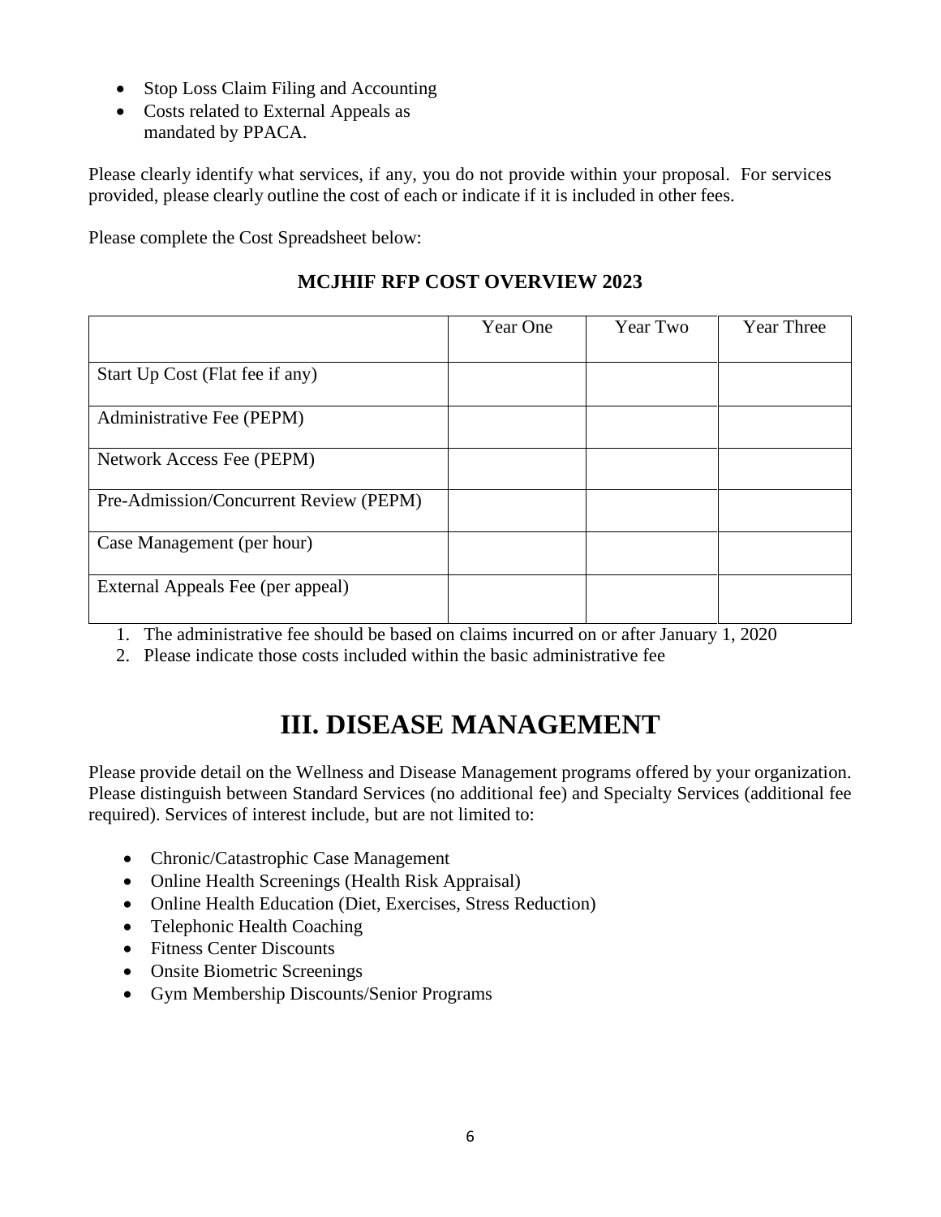- Stop Loss Claim Filing and Accounting
- Costs related to External Appeals as mandated by PPACA.

Please clearly identify what services, if any, you do not provide within your proposal. For services provided, please clearly outline the cost of each or indicate if it is included in other fees.

Please complete the Cost Spreadsheet below:

**MCJHIF RFP COST OVERVIEW 2023**

| | Year One | Year Two | Year Three |
|---|---|---|---|
| Start Up Cost (Flat fee if any) | | | |
| Administrative Fee (PEPM) | | | |
| Network Access Fee (PEPM) | | | |
| Pre-Admission/Concurrent Review (PEPM) | | | |
| Case Management (per hour) | | | |
| External Appeals Fee (per appeal) | | | |

1. The administrative fee should be based on claims incurred on or after January 1, 2020
2. Please indicate those costs included within the basic administrative fee

# III. DISEASE MANAGEMENT

Please provide detail on the Wellness and Disease Management programs offered by your organization. Please distinguish between Standard Services (no additional fee) and Specialty Services (additional fee required). Services of interest include, but are not limited to:

- Chronic/Catastrophic Case Management
- Online Health Screenings (Health Risk Appraisal)
- Online Health Education (Diet, Exercises, Stress Reduction)
- Telephonic Health Coaching
- Fitness Center Discounts
- Onsite Biometric Screenings
- Gym Membership Discounts/Senior Programs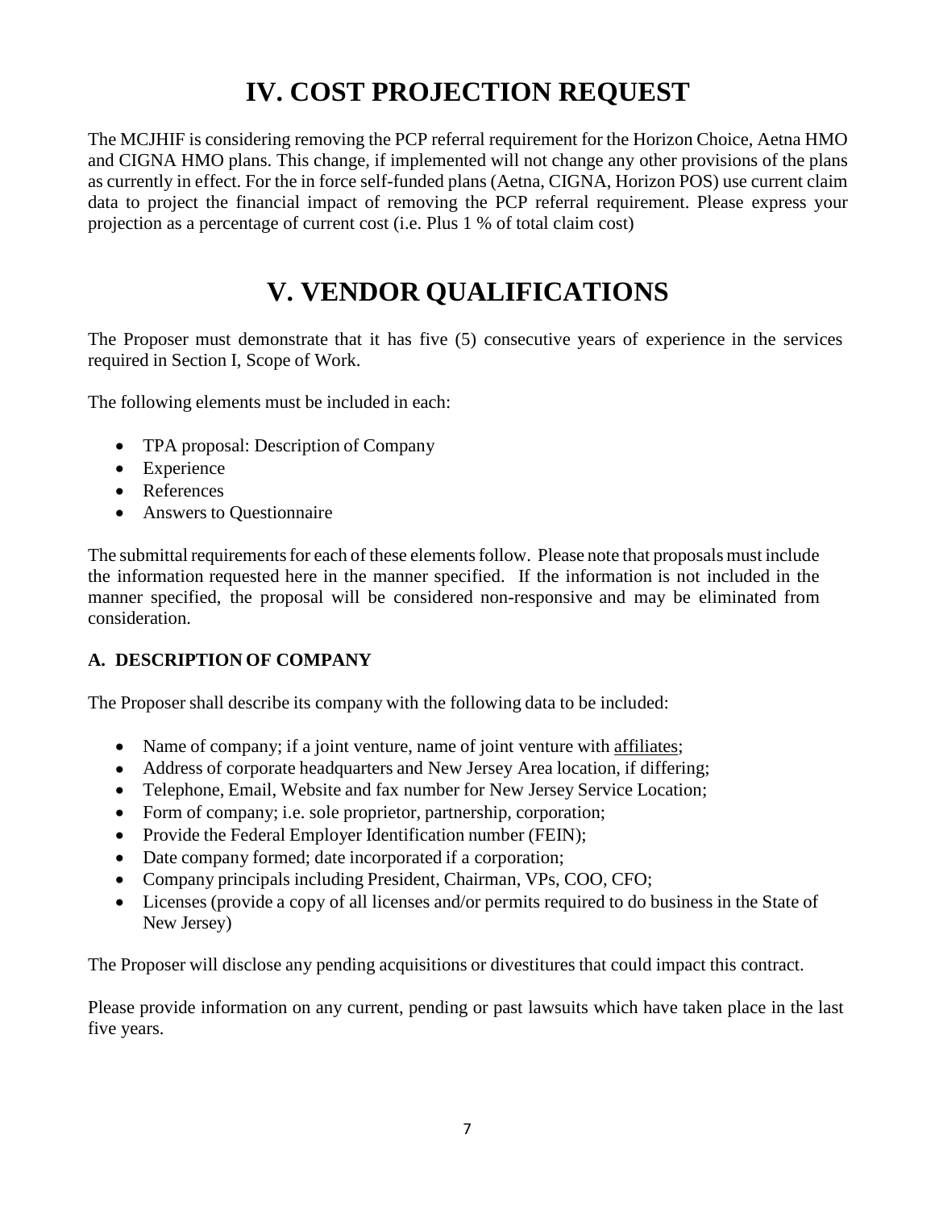# IV. COST PROJECTION REQUEST

The MCJHIF is considering removing the PCP referral requirement for the Horizon Choice, Aetna HMO and CIGNA HMO plans. This change, if implemented will not change any other provisions of the plans as currently in effect. For the in force self-funded plans (Aetna, CIGNA, Horizon POS) use current claim data to project the financial impact of removing the PCP referral requirement. Please express your projection as a percentage of current cost (i.e. Plus 1 % of total claim cost)

# V. VENDOR QUALIFICATIONS

The Proposer must demonstrate that it has five (5) consecutive years of experience in the services required in Section I, Scope of Work.

The following elements must be included in each:

- TPA proposal: Description of Company
- Experience
- References
- Answers to Questionnaire

The submittal requirements for each of these elements follow. Please note that proposals must include the information requested here in the manner specified. If the information is not included in the manner specified, the proposal will be considered non-responsive and may be eliminated from consideration.

### A. DESCRIPTION OF COMPANY

The Proposer shall describe its company with the following data to be included:

- Name of company; if a joint venture, name of joint venture with affiliates;
- Address of corporate headquarters and New Jersey Area location, if differing;
- Telephone, Email, Website and fax number for New Jersey Service Location;
- Form of company; i.e. sole proprietor, partnership, corporation;
- Provide the Federal Employer Identification number (FEIN);
- Date company formed; date incorporated if a corporation;
- Company principals including President, Chairman, VPs, COO, CFO;
- Licenses (provide a copy of all licenses and/or permits required to do business in the State of New Jersey)

The Proposer will disclose any pending acquisitions or divestitures that could impact this contract.

Please provide information on any current, pending or past lawsuits which have taken place in the last five years.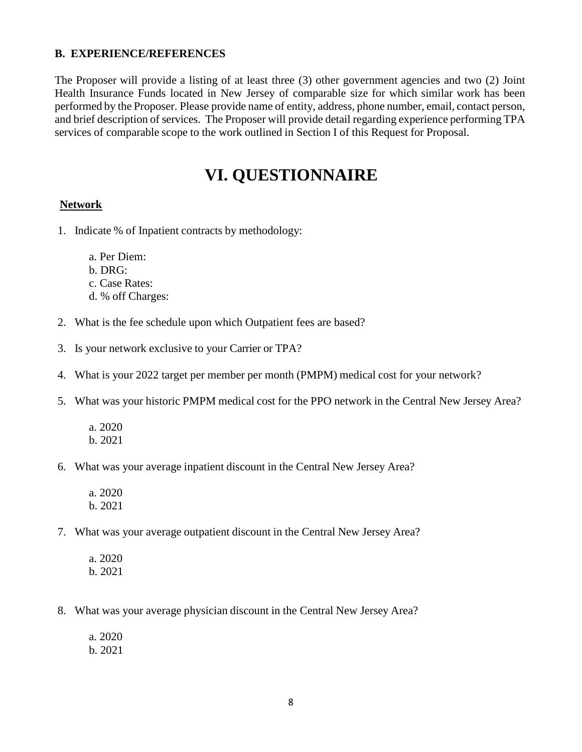### B. EXPERIENCE/REFERENCES

The Proposer will provide a listing of at least three (3) other government agencies and two (2) Joint Health Insurance Funds located in New Jersey of comparable size for which similar work has been performed by the Proposer. Please provide name of entity, address, phone number, email, contact person, and brief description of services. The Proposer will provide detail regarding experience performing TPA services of comparable scope to the work outlined in Section I of this Request for Proposal.

# VI. QUESTIONNAIRE

**Network**

1. Indicate % of Inpatient contracts by methodology:

   a. Per Diem:
   b. DRG:
   c. Case Rates:
   d. % off Charges:

2. What is the fee schedule upon which Outpatient fees are based?

3. Is your network exclusive to your Carrier or TPA?

4. What is your 2022 target per member per month (PMPM) medical cost for your network?

5. What was your historic PMPM medical cost for the PPO network in the Central New Jersey Area?

   a. 2020
   b. 2021

6. What was your average inpatient discount in the Central New Jersey Area?

   a. 2020
   b. 2021

7. What was your average outpatient discount in the Central New Jersey Area?

   a. 2020
   b. 2021

8. What was your average physician discount in the Central New Jersey Area?

   a. 2020
   b. 2021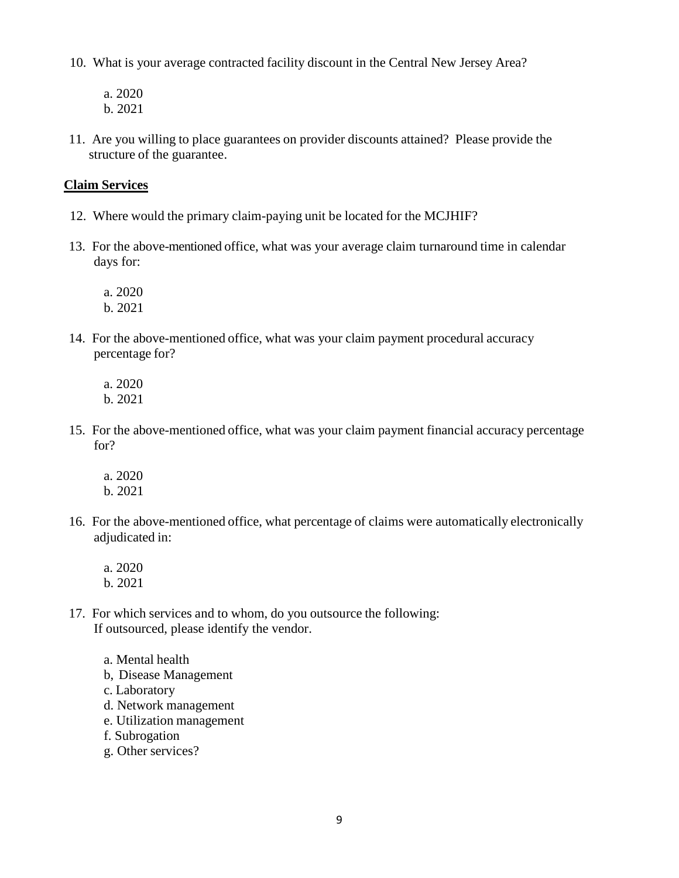10. What is your average contracted facility discount in the Central New Jersey Area?

    a. 2020
    b. 2021

11. Are you willing to place guarantees on provider discounts attained? Please provide the structure of the guarantee.

**Claim Services**

12. Where would the primary claim-paying unit be located for the MCJHIF?

13. For the above-mentioned office, what was your average claim turnaround time in calendar days for:

    a. 2020
    b. 2021

14. For the above-mentioned office, what was your claim payment procedural accuracy percentage for?

    a. 2020
    b. 2021

15. For the above-mentioned office, what was your claim payment financial accuracy percentage for?

    a. 2020
    b. 2021

16. For the above-mentioned office, what percentage of claims were automatically electronically adjudicated in:

    a. 2020
    b. 2021

17. For which services and to whom, do you outsource the following:
    If outsourced, please identify the vendor.

    a. Mental health
    b, Disease Management
    c. Laboratory
    d. Network management
    e. Utilization management
    f. Subrogation
    g. Other services?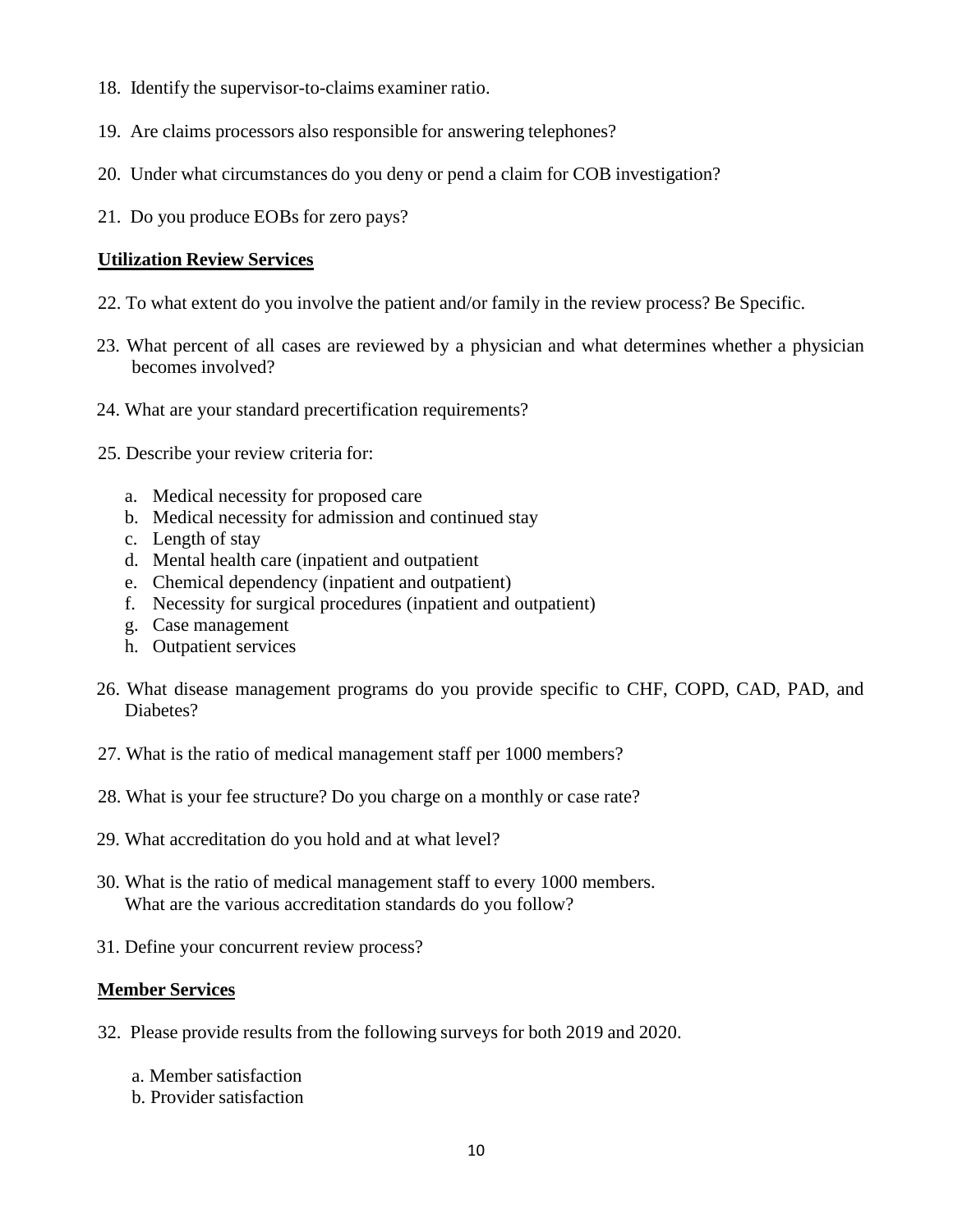18. Identify the supervisor-to-claims examiner ratio.

19. Are claims processors also responsible for answering telephones?

20. Under what circumstances do you deny or pend a claim for COB investigation?

21. Do you produce EOBs for zero pays?

**Utilization Review Services**

22. To what extent do you involve the patient and/or family in the review process? Be Specific.

23. What percent of all cases are reviewed by a physician and what determines whether a physician becomes involved?

24. What are your standard precertification requirements?

25. Describe your review criteria for:

    a. Medical necessity for proposed care
    b. Medical necessity for admission and continued stay
    c. Length of stay
    d. Mental health care (inpatient and outpatient
    e. Chemical dependency (inpatient and outpatient)
    f. Necessity for surgical procedures (inpatient and outpatient)
    g. Case management
    h. Outpatient services

26. What disease management programs do you provide specific to CHF, COPD, CAD, PAD, and Diabetes?

27. What is the ratio of medical management staff per 1000 members?

28. What is your fee structure? Do you charge on a monthly or case rate?

29. What accreditation do you hold and at what level?

30. What is the ratio of medical management staff to every 1000 members.
    What are the various accreditation standards do you follow?

31. Define your concurrent review process?

**Member Services**

32. Please provide results from the following surveys for both 2019 and 2020.

    a. Member satisfaction
    b. Provider satisfaction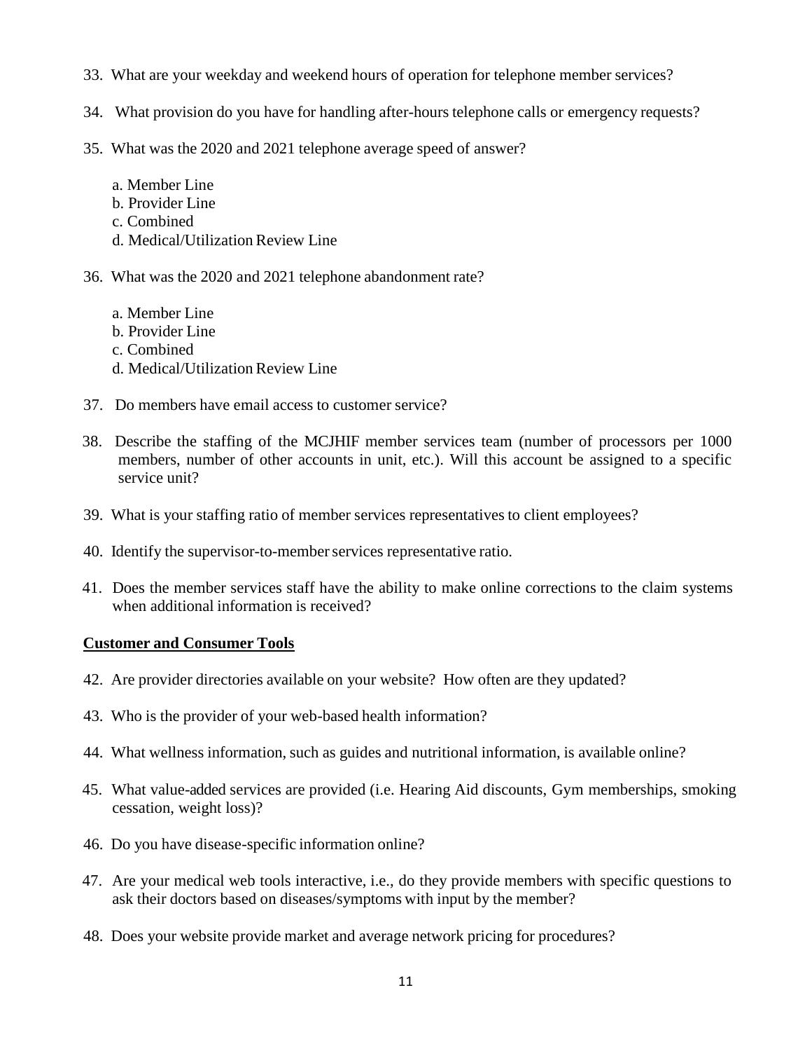33. What are your weekday and weekend hours of operation for telephone member services?

34. What provision do you have for handling after-hours telephone calls or emergency requests?

35. What was the 2020 and 2021 telephone average speed of answer?

    a. Member Line
    b. Provider Line
    c. Combined
    d. Medical/Utilization Review Line

36. What was the 2020 and 2021 telephone abandonment rate?

    a. Member Line
    b. Provider Line
    c. Combined
    d. Medical/Utilization Review Line

37. Do members have email access to customer service?

38. Describe the staffing of the MCJHIF member services team (number of processors per 1000 members, number of other accounts in unit, etc.). Will this account be assigned to a specific service unit?

39. What is your staffing ratio of member services representatives to client employees?

40. Identify the supervisor-to-member services representative ratio.

41. Does the member services staff have the ability to make online corrections to the claim systems when additional information is received?

**Customer and Consumer Tools**

42. Are provider directories available on your website? How often are they updated?

43. Who is the provider of your web-based health information?

44. What wellness information, such as guides and nutritional information, is available online?

45. What value-added services are provided (i.e. Hearing Aid discounts, Gym memberships, smoking cessation, weight loss)?

46. Do you have disease-specific information online?

47. Are your medical web tools interactive, i.e., do they provide members with specific questions to ask their doctors based on diseases/symptoms with input by the member?

48. Does your website provide market and average network pricing for procedures?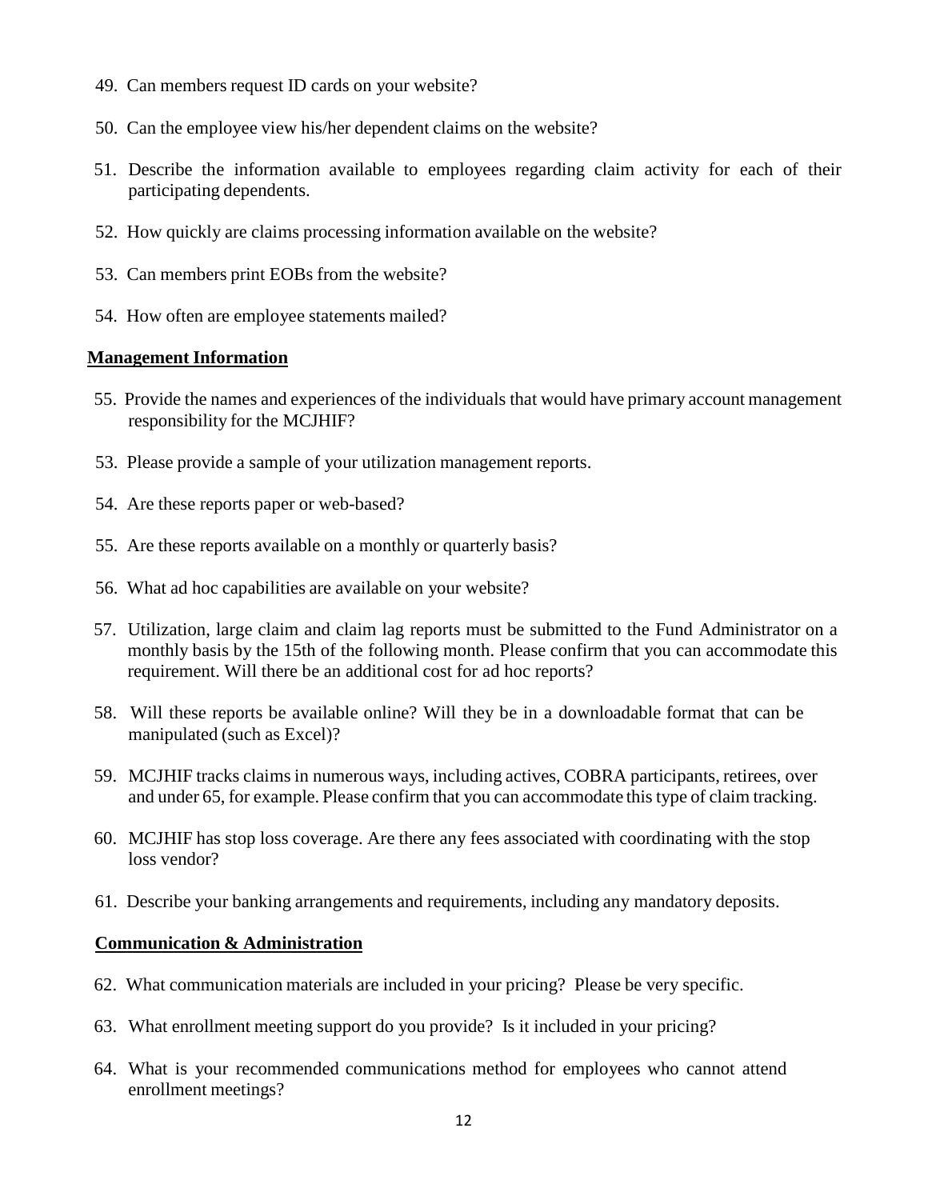49. Can members request ID cards on your website?

50. Can the employee view his/her dependent claims on the website?

51. Describe the information available to employees regarding claim activity for each of their participating dependents.

52. How quickly are claims processing information available on the website?

53. Can members print EOBs from the website?

54. How often are employee statements mailed?

**Management Information**

55. Provide the names and experiences of the individuals that would have primary account management responsibility for the MCJHIF?

53. Please provide a sample of your utilization management reports.

54. Are these reports paper or web-based?

55. Are these reports available on a monthly or quarterly basis?

56. What ad hoc capabilities are available on your website?

57. Utilization, large claim and claim lag reports must be submitted to the Fund Administrator on a monthly basis by the 15th of the following month. Please confirm that you can accommodate this requirement. Will there be an additional cost for ad hoc reports?

58. Will these reports be available online? Will they be in a downloadable format that can be manipulated (such as Excel)?

59. MCJHIF tracks claims in numerous ways, including actives, COBRA participants, retirees, over and under 65, for example. Please confirm that you can accommodate this type of claim tracking.

60. MCJHIF has stop loss coverage. Are there any fees associated with coordinating with the stop loss vendor?

61. Describe your banking arrangements and requirements, including any mandatory deposits.

**Communication & Administration**

62. What communication materials are included in your pricing? Please be very specific.

63. What enrollment meeting support do you provide? Is it included in your pricing?

64. What is your recommended communications method for employees who cannot attend enrollment meetings?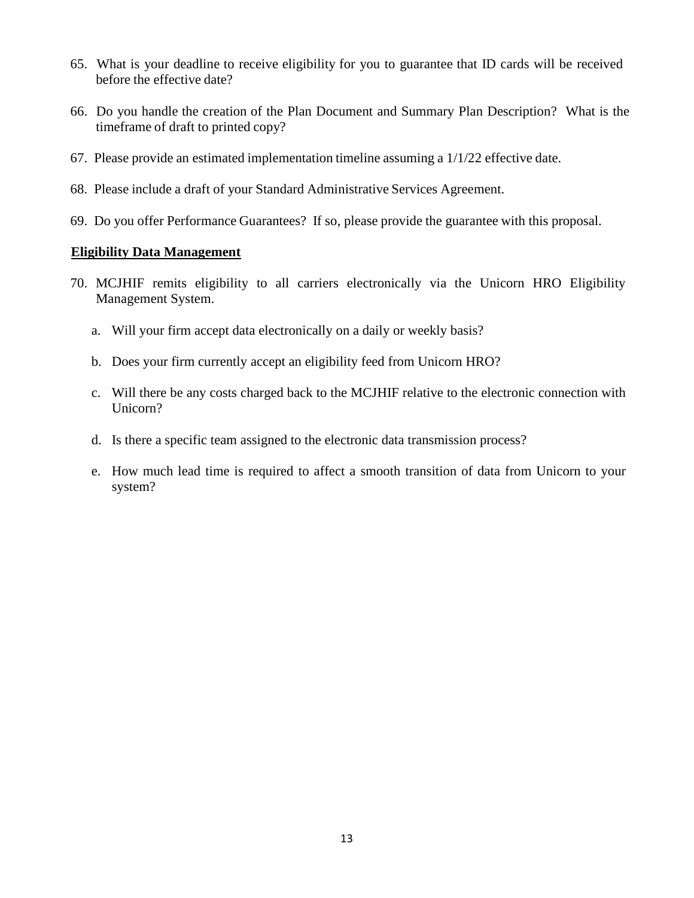65. What is your deadline to receive eligibility for you to guarantee that ID cards will be received before the effective date?

66. Do you handle the creation of the Plan Document and Summary Plan Description? What is the timeframe of draft to printed copy?

67. Please provide an estimated implementation timeline assuming a 1/1/22 effective date.

68. Please include a draft of your Standard Administrative Services Agreement.

69. Do you offer Performance Guarantees? If so, please provide the guarantee with this proposal.

**Eligibility Data Management**

70. MCJHIF remits eligibility to all carriers electronically via the Unicorn HRO Eligibility Management System.

    a. Will your firm accept data electronically on a daily or weekly basis?

    b. Does your firm currently accept an eligibility feed from Unicorn HRO?

    c. Will there be any costs charged back to the MCJHIF relative to the electronic connection with Unicorn?

    d. Is there a specific team assigned to the electronic data transmission process?

    e. How much lead time is required to affect a smooth transition of data from Unicorn to your system?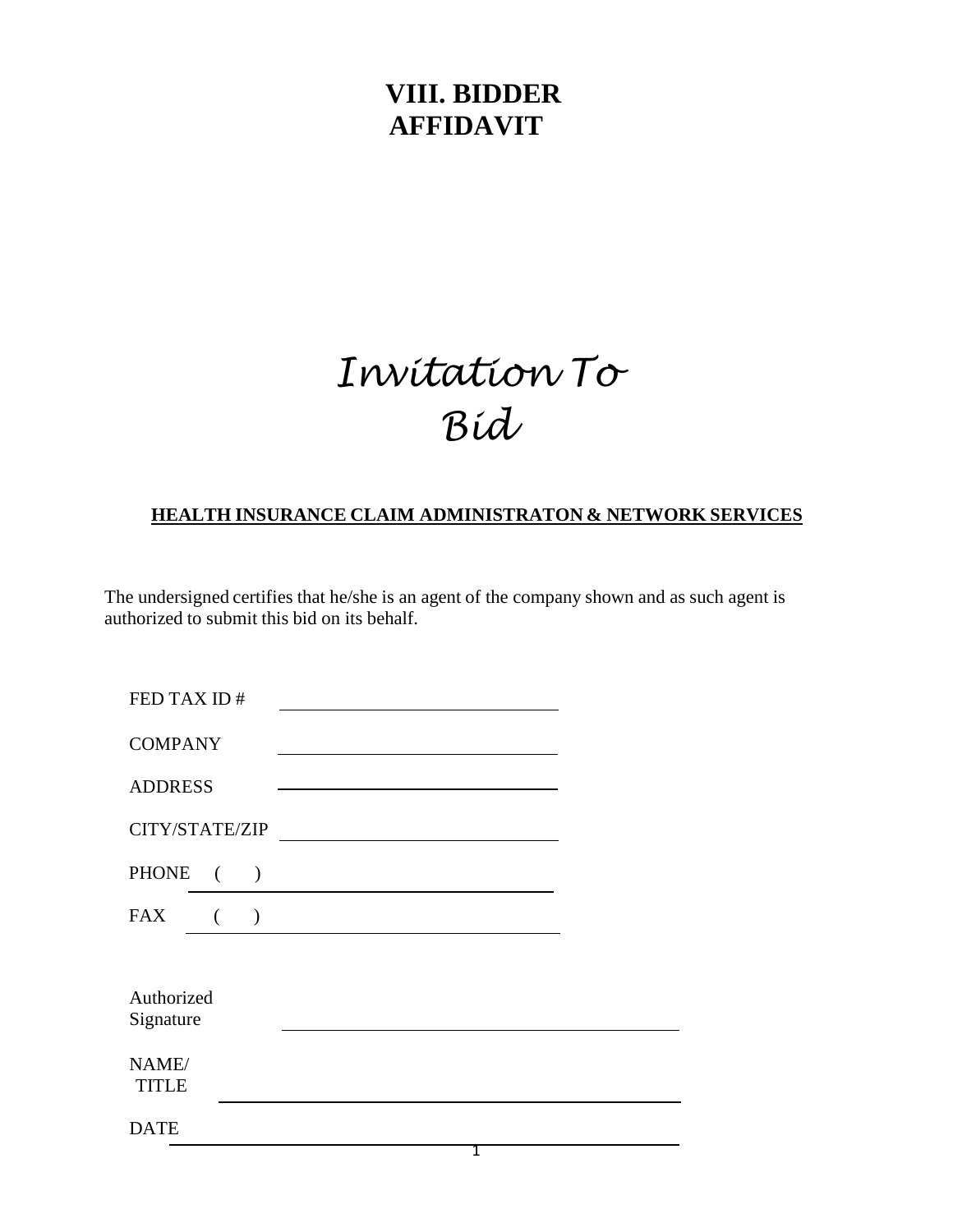# VIII. BIDDER AFFIDAVIT

## *Invitation To Bid*

**HEALTH INSURANCE CLAIM ADMINISTRATON & NETWORK SERVICES**

The undersigned certifies that he/she is an agent of the company shown and as such agent is authorized to submit this bid on its behalf.

FED TAX ID # \_\_\_\_\_\_\_\_\_\_\_\_\_\_\_\_\_\_\_\_\_\_\_\_\_\_\_\_\_\_

COMPANY \_\_\_\_\_\_\_\_\_\_\_\_\_\_\_\_\_\_\_\_\_\_\_\_\_\_\_\_\_\_

ADDRESS \_\_\_\_\_\_\_\_\_\_\_\_\_\_\_\_\_\_\_\_\_\_\_\_\_\_\_\_\_\_

CITY/STATE/ZIP \_\_\_\_\_\_\_\_\_\_\_\_\_\_\_\_\_\_\_\_\_\_\_\_\_\_\_\_\_\_

PHONE ( ) \_\_\_\_\_\_\_\_\_\_\_\_\_\_\_\_\_\_\_\_\_\_\_\_\_\_\_\_\_\_

FAX ( ) \_\_\_\_\_\_\_\_\_\_\_\_\_\_\_\_\_\_\_\_\_\_\_\_\_\_\_\_\_\_

Authorized Signature \_\_\_\_\_\_\_\_\_\_\_\_\_\_\_\_\_\_\_\_\_\_\_\_\_\_\_\_\_\_\_\_\_\_\_\_\_\_\_\_

NAME/ TITLE \_\_\_\_\_\_\_\_\_\_\_\_\_\_\_\_\_\_\_\_\_\_\_\_\_\_\_\_\_\_\_\_\_\_\_\_\_\_\_\_

DATE \_\_\_\_\_\_\_\_\_\_\_\_\_\_\_\_\_\_\_\_\_\_\_\_\_\_\_\_\_\_\_\_\_\_\_\_\_\_\_\_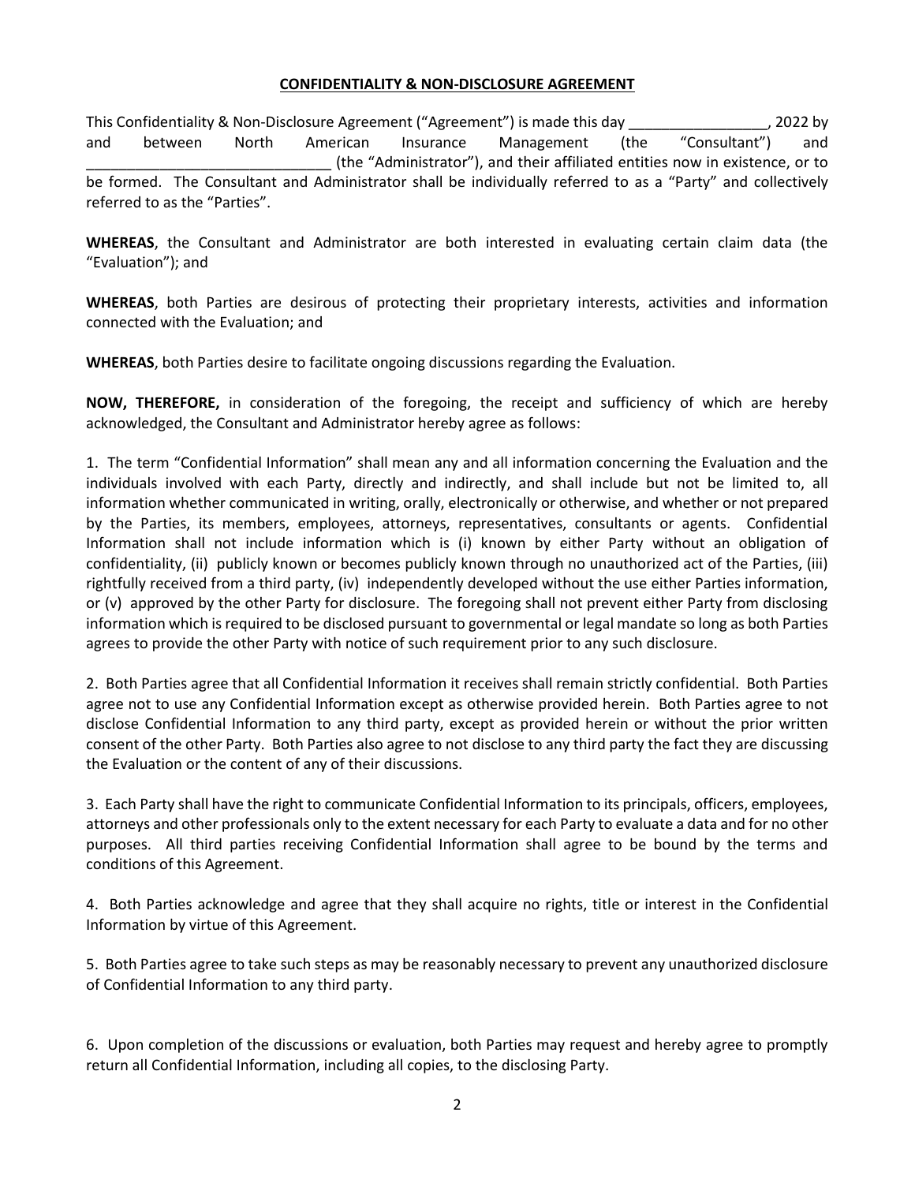**CONFIDENTIALITY & NON-DISCLOSURE AGREEMENT**

This Confidentiality & Non-Disclosure Agreement ("Agreement") is made this day _________________, 2022 by and between North American Insurance Management (the "Consultant") and ______________________________ (the "Administrator"), and their affiliated entities now in existence, or to be formed. The Consultant and Administrator shall be individually referred to as a "Party" and collectively referred to as the "Parties".

**WHEREAS**, the Consultant and Administrator are both interested in evaluating certain claim data (the "Evaluation"); and

**WHEREAS**, both Parties are desirous of protecting their proprietary interests, activities and information connected with the Evaluation; and

**WHEREAS**, both Parties desire to facilitate ongoing discussions regarding the Evaluation.

**NOW, THEREFORE,** in consideration of the foregoing, the receipt and sufficiency of which are hereby acknowledged, the Consultant and Administrator hereby agree as follows:

1. The term "Confidential Information" shall mean any and all information concerning the Evaluation and the individuals involved with each Party, directly and indirectly, and shall include but not be limited to, all information whether communicated in writing, orally, electronically or otherwise, and whether or not prepared by the Parties, its members, employees, attorneys, representatives, consultants or agents. Confidential Information shall not include information which is (i) known by either Party without an obligation of confidentiality, (ii) publicly known or becomes publicly known through no unauthorized act of the Parties, (iii) rightfully received from a third party, (iv) independently developed without the use either Parties information, or (v) approved by the other Party for disclosure. The foregoing shall not prevent either Party from disclosing information which is required to be disclosed pursuant to governmental or legal mandate so long as both Parties agrees to provide the other Party with notice of such requirement prior to any such disclosure.

2. Both Parties agree that all Confidential Information it receives shall remain strictly confidential. Both Parties agree not to use any Confidential Information except as otherwise provided herein. Both Parties agree to not disclose Confidential Information to any third party, except as provided herein or without the prior written consent of the other Party. Both Parties also agree to not disclose to any third party the fact they are discussing the Evaluation or the content of any of their discussions.

3. Each Party shall have the right to communicate Confidential Information to its principals, officers, employees, attorneys and other professionals only to the extent necessary for each Party to evaluate a data and for no other purposes. All third parties receiving Confidential Information shall agree to be bound by the terms and conditions of this Agreement.

4. Both Parties acknowledge and agree that they shall acquire no rights, title or interest in the Confidential Information by virtue of this Agreement.

5. Both Parties agree to take such steps as may be reasonably necessary to prevent any unauthorized disclosure of Confidential Information to any third party.

6. Upon completion of the discussions or evaluation, both Parties may request and hereby agree to promptly return all Confidential Information, including all copies, to the disclosing Party.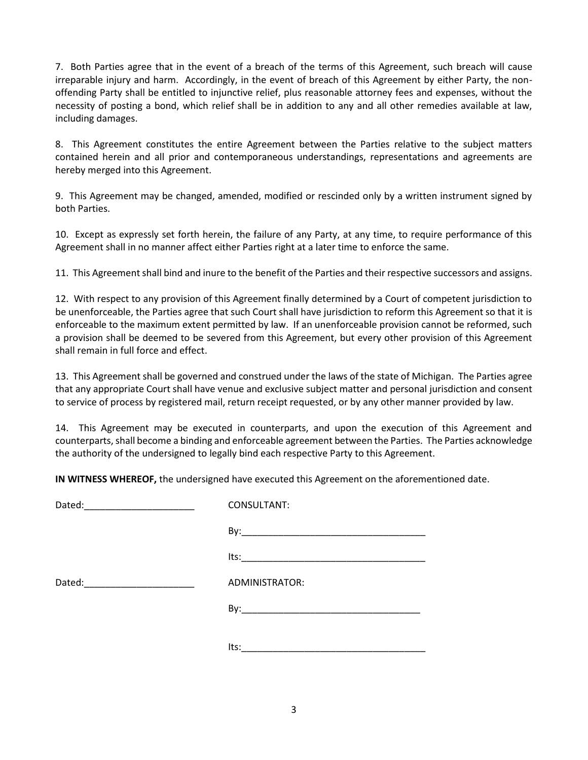7. Both Parties agree that in the event of a breach of the terms of this Agreement, such breach will cause irreparable injury and harm. Accordingly, in the event of breach of this Agreement by either Party, the non-offending Party shall be entitled to injunctive relief, plus reasonable attorney fees and expenses, without the necessity of posting a bond, which relief shall be in addition to any and all other remedies available at law, including damages.

8. This Agreement constitutes the entire Agreement between the Parties relative to the subject matters contained herein and all prior and contemporaneous understandings, representations and agreements are hereby merged into this Agreement.

9. This Agreement may be changed, amended, modified or rescinded only by a written instrument signed by both Parties.

10. Except as expressly set forth herein, the failure of any Party, at any time, to require performance of this Agreement shall in no manner affect either Parties right at a later time to enforce the same.

11. This Agreement shall bind and inure to the benefit of the Parties and their respective successors and assigns.

12. With respect to any provision of this Agreement finally determined by a Court of competent jurisdiction to be unenforceable, the Parties agree that such Court shall have jurisdiction to reform this Agreement so that it is enforceable to the maximum extent permitted by law. If an unenforceable provision cannot be reformed, such a provision shall be deemed to be severed from this Agreement, but every other provision of this Agreement shall remain in full force and effect.

13. This Agreement shall be governed and construed under the laws of the state of Michigan. The Parties agree that any appropriate Court shall have venue and exclusive subject matter and personal jurisdiction and consent to service of process by registered mail, return receipt requested, or by any other manner provided by law.

14. This Agreement may be executed in counterparts, and upon the execution of this Agreement and counterparts, shall become a binding and enforceable agreement between the Parties. The Parties acknowledge the authority of the undersigned to legally bind each respective Party to this Agreement.

**IN WITNESS WHEREOF,** the undersigned have executed this Agreement on the aforementioned date.

Dated:_____________________ CONSULTANT:

By:___________________________________

Its:___________________________________

Dated:_____________________ ADMINISTRATOR:

By:__________________________________

Its:___________________________________